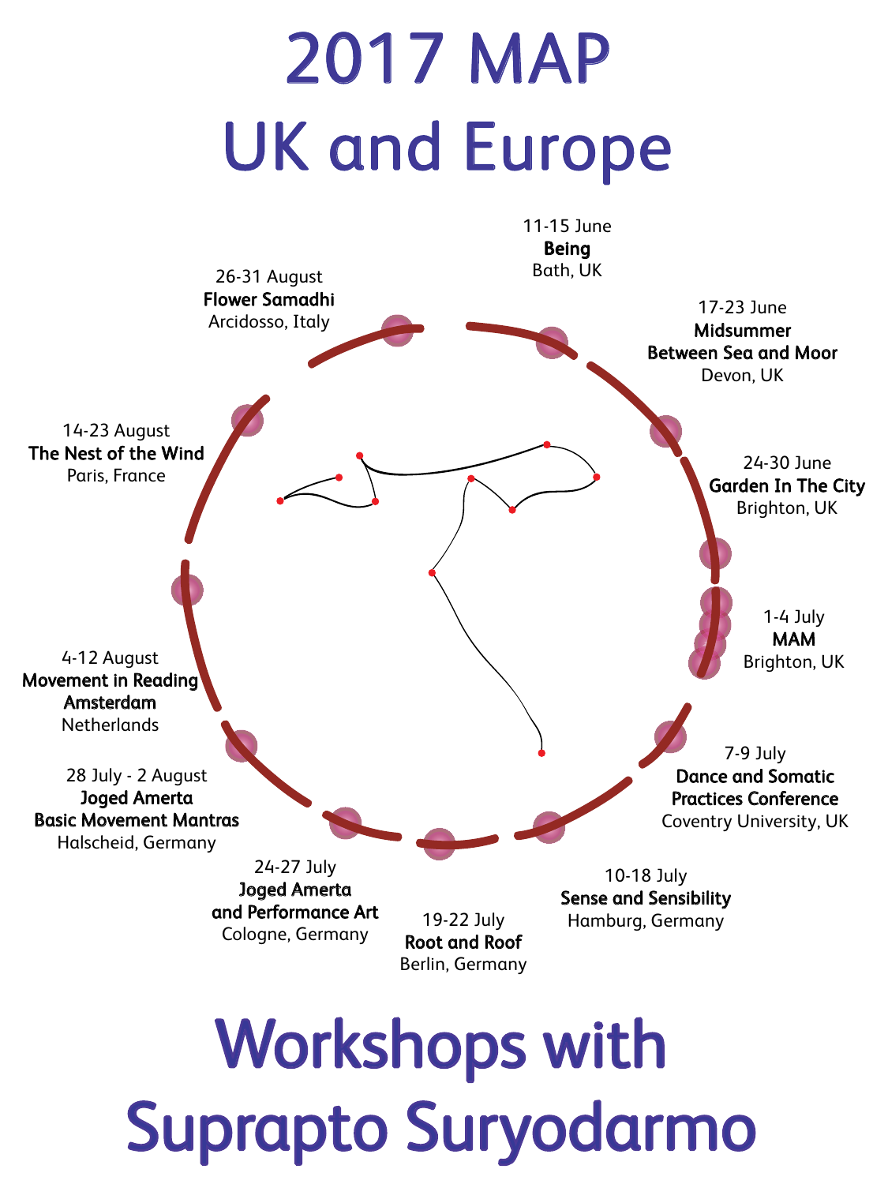# 2017 MAP UK and Europe

11-15 June
**Being**
Bath, UK

17-23 June
**Midsummer Between Sea and Moor**
Devon, UK

24-30 June
**Garden In The City**
Brighton, UK

1-4 July
**MAM**
Brighton, UK

7-9 July
**Dance and Somatic Practices Conference**
Coventry University, UK

10-18 July
**Sense and Sensibility**
Hamburg, Germany

19-22 July
**Root and Roof**
Berlin, Germany

24-27 July
**Joged Amerta and Performance Art**
Cologne, Germany

28 July - 2 August
**Joged Amerta Basic Movement Mantras**
Halscheid, Germany

4-12 August
**Movement in Reading Amsterdam**
Netherlands

14-23 August
**The Nest of the Wind**
Paris, France

26-31 August
**Flower Samadhi**
Arcidosso, Italy

# Workshops with Suprapto Suryodarmo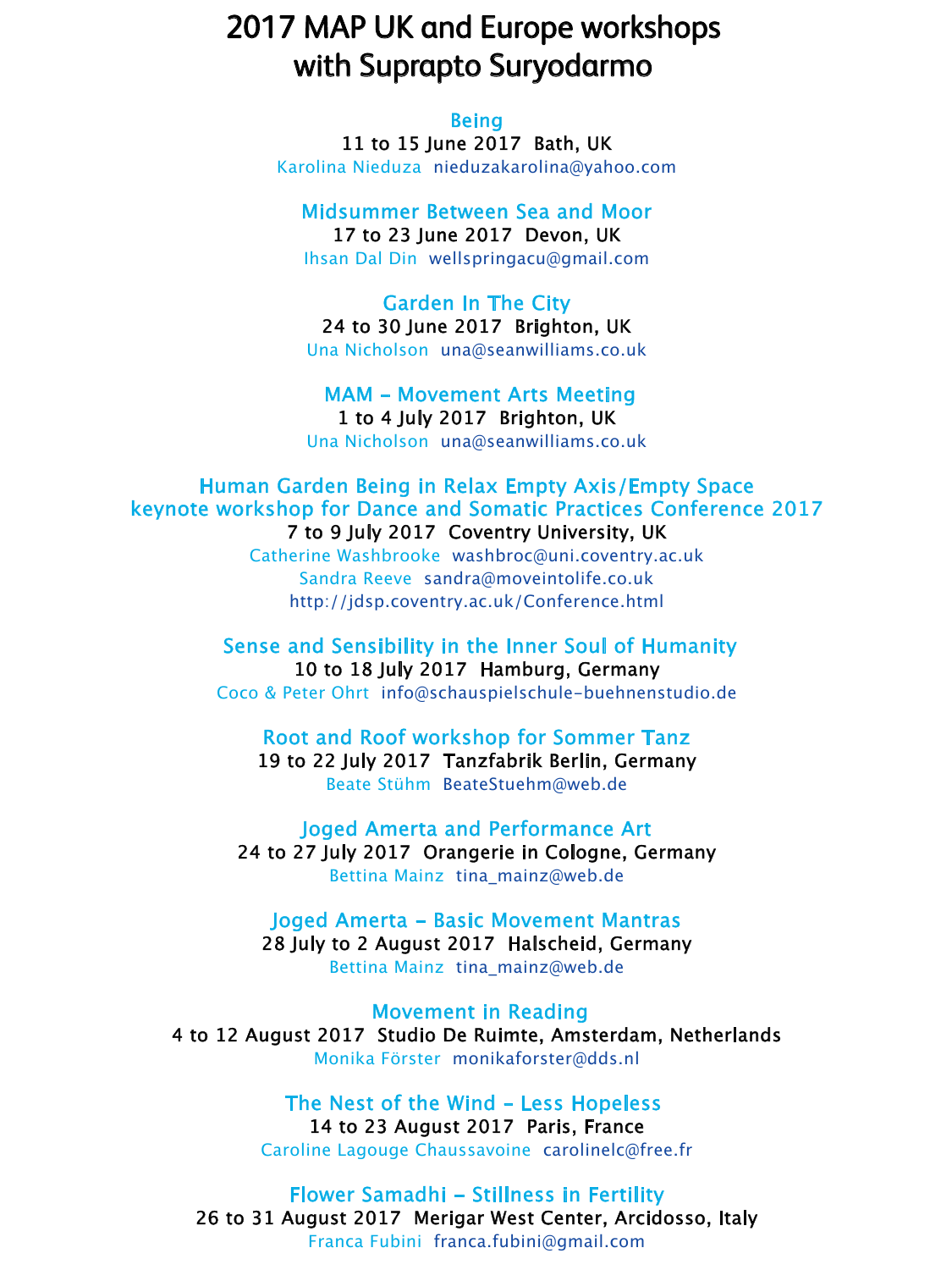# 2017 MAP UK and Europe workshops with Suprapto Suryodarmo

### Being

11 to 15 June 2017 Bath, UK

Karolina Nieduza nieduzakarolina@yahoo.com

### Midsummer Between Sea and Moor

17 to 23 June 2017 Devon, UK

Ihsan Dal Din wellspringacu@gmail.com

### Garden In The City

24 to 30 June 2017 Brighton, UK

Una Nicholson una@seanwilliams.co.uk

### MAM – Movement Arts Meeting

1 to 4 July 2017 Brighton, UK

Una Nicholson una@seanwilliams.co.uk

### Human Garden Being in Relax Empty Axis/Empty Space keynote workshop for Dance and Somatic Practices Conference 2017

7 to 9 July 2017 Coventry University, UK

Catherine Washbrooke washbroc@uni.coventry.ac.uk

Sandra Reeve sandra@moveintolife.co.uk

http://jdsp.coventry.ac.uk/Conference.html

### Sense and Sensibility in the Inner Soul of Humanity

10 to 18 July 2017 Hamburg, Germany

Coco & Peter Ohrt info@schauspielschule-buehnenstudio.de

### Root and Roof workshop for Sommer Tanz

19 to 22 July 2017 Tanzfabrik Berlin, Germany

Beate Stühm BeateStuehm@web.de

### Joged Amerta and Performance Art

24 to 27 July 2017 Orangerie in Cologne, Germany

Bettina Mainz tina_mainz@web.de

### Joged Amerta – Basic Movement Mantras

28 July to 2 August 2017 Halscheid, Germany

Bettina Mainz tina_mainz@web.de

### Movement in Reading

4 to 12 August 2017 Studio De Ruimte, Amsterdam, Netherlands

Monika Förster monikaforster@dds.nl

### The Nest of the Wind – Less Hopeless

14 to 23 August 2017 Paris, France

Caroline Lagouge Chaussavoine carolinelc@free.fr

### Flower Samadhi – Stillness in Fertility

26 to 31 August 2017 Merigar West Center, Arcidosso, Italy

Franca Fubini franca.fubini@gmail.com